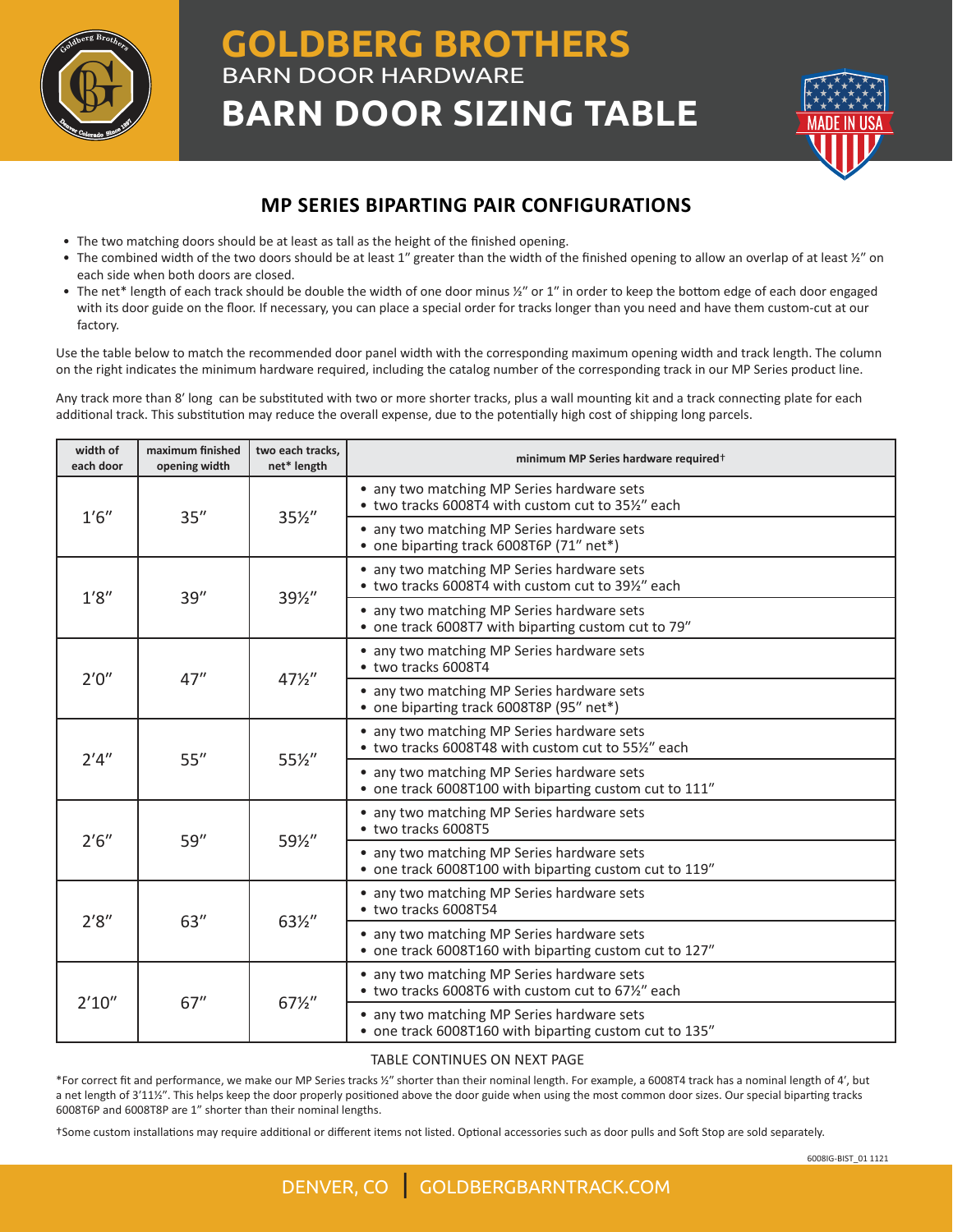# GOLDBERG BROTHERS

BARN DOOR HARDWARE

# BARN DOOR SIZING TABLE

## MP SERIES BIPARTING PAIR CONFIGURATIONS

- The two matching doors should be at least as tall as the height of the finished opening.
- The combined width of the two doors should be at least 1″ greater than the width of the finished opening to allow an overlap of at least ½″ on each side when both doors are closed.
- The net* length of each track should be double the width of one door minus ½″ or 1″ in order to keep the bottom edge of each door engaged with its door guide on the floor. If necessary, you can place a special order for tracks longer than you need and have them custom-cut at our factory.

Use the table below to match the recommended door panel width with the corresponding maximum opening width and track length. The column on the right indicates the minimum hardware required, including the catalog number of the corresponding track in our MP Series product line.

Any track more than 8′ long can be substituted with two or more shorter tracks, plus a wall mounting kit and a track connecting plate for each additional track. This substitution may reduce the overall expense, due to the potentially high cost of shipping long parcels.

| width of each door | maximum finished opening width | two each tracks, net* length | minimum MP Series hardware required† |
|---|---|---|---|
| 1′6″ | 35″ | 35½″ | • any two matching MP Series hardware sets<br>• two tracks 6008T4 with custom cut to 35½″ each |
| | | | • any two matching MP Series hardware sets<br>• one biparting track 6008T6P (71″ net*) |
| 1′8″ | 39″ | 39½″ | • any two matching MP Series hardware sets<br>• two tracks 6008T4 with custom cut to 39½″ each |
| | | | • any two matching MP Series hardware sets<br>• one track 6008T7 with biparting custom cut to 79″ |
| 2′0″ | 47″ | 47½″ | • any two matching MP Series hardware sets<br>• two tracks 6008T4 |
| | | | • any two matching MP Series hardware sets<br>• one biparting track 6008T8P (95″ net*) |
| 2′4″ | 55″ | 55½″ | • any two matching MP Series hardware sets<br>• two tracks 6008T48 with custom cut to 55½″ each |
| | | | • any two matching MP Series hardware sets<br>• one track 6008T100 with biparting custom cut to 111″ |
| 2′6″ | 59″ | 59½″ | • any two matching MP Series hardware sets<br>• two tracks 6008T5 |
| | | | • any two matching MP Series hardware sets<br>• one track 6008T100 with biparting custom cut to 119″ |
| 2′8″ | 63″ | 63½″ | • any two matching MP Series hardware sets<br>• two tracks 6008T54 |
| | | | • any two matching MP Series hardware sets<br>• one track 6008T160 with biparting custom cut to 127″ |
| 2′10″ | 67″ | 67½″ | • any two matching MP Series hardware sets<br>• two tracks 6008T6 with custom cut to 67½″ each |
| | | | • any two matching MP Series hardware sets<br>• one track 6008T160 with biparting custom cut to 135″ |

TABLE CONTINUES ON NEXT PAGE

*For correct fit and performance, we make our MP Series tracks ½″ shorter than their nominal length. For example, a 6008T4 track has a nominal length of 4′, but a net length of 3′11½″. This helps keep the door properly positioned above the door guide when using the most common door sizes. Our special biparting tracks 6008T6P and 6008T8P are 1″ shorter than their nominal lengths.

†Some custom installations may require additional or different items not listed. Optional accessories such as door pulls and Soft Stop are sold separately.

6008IG-BIST_01 1121

DENVER, CO | GOLDBERGBARNTRACK.COM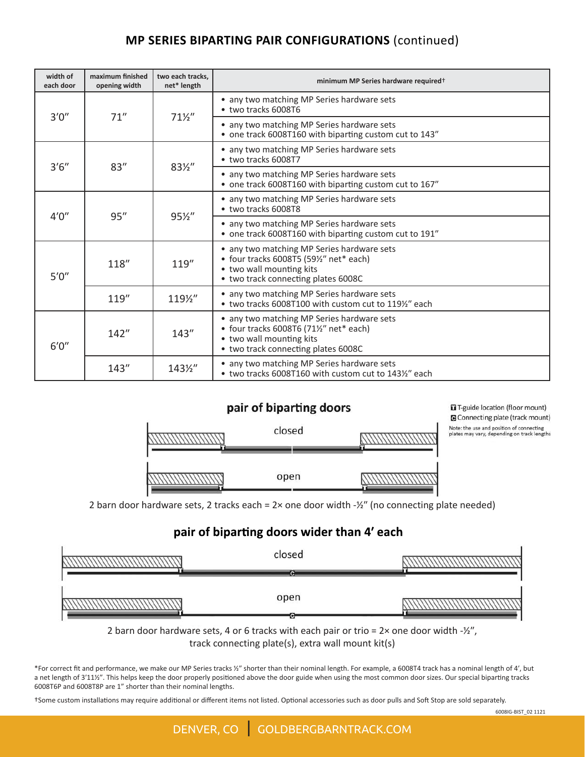## MP SERIES BIPARTING PAIR CONFIGURATIONS (continued)

| width of each door | maximum finished opening width | two each tracks, net* length | minimum MP Series hardware required† |
|---|---|---|---|
| 3′0″ | 71″ | 71½″ | • any two matching MP Series hardware sets<br>• two tracks 6008T6 |
| | | | • any two matching MP Series hardware sets<br>• one track 6008T160 with biparting custom cut to 143″ |
| 3′6″ | 83″ | 83½″ | • any two matching MP Series hardware sets<br>• two tracks 6008T7 |
| | | | • any two matching MP Series hardware sets<br>• one track 6008T160 with biparting custom cut to 167″ |
| 4′0″ | 95″ | 95½″ | • any two matching MP Series hardware sets<br>• two tracks 6008T8 |
| | | | • any two matching MP Series hardware sets<br>• one track 6008T160 with biparting custom cut to 191″ |
| 5′0″ | 118″ | 119″ | • any two matching MP Series hardware sets<br>• four tracks 6008T5 (59½″ net* each)<br>• two wall mounting kits<br>• two track connecting plates 6008C |
| | 119″ | 119½″ | • any two matching MP Series hardware sets<br>• two tracks 6008T100 with custom cut to 119½″ each |
| 6′0″ | 142″ | 143″ | • any two matching MP Series hardware sets<br>• four tracks 6008T6 (71½″ net* each)<br>• two wall mounting kits<br>• two track connecting plates 6008C |
| | 143″ | 143½″ | • any two matching MP Series hardware sets<br>• two tracks 6008T160 with custom cut to 143½″ each |

### pair of biparting doors

T T-guide location (floor mount)
C Connecting plate (track mount)
Note: the use and position of connecting plates may vary, depending on track lengths

closed

open

2 barn door hardware sets, 2 tracks each = 2× one door width -½″ (no connecting plate needed)

### pair of biparting doors wider than 4′ each

closed

open

2 barn door hardware sets, 4 or 6 tracks with each pair or trio = 2× one door width -½″, track connecting plate(s), extra wall mount kit(s)

*For correct fit and performance, we make our MP Series tracks ½″ shorter than their nominal length. For example, a 6008T4 track has a nominal length of 4′, but a net length of 3′11½″. This helps keep the door properly positioned above the door guide when using the most common door sizes. Our special biparting tracks 6008T6P and 6008T8P are 1″ shorter than their nominal lengths.

†Some custom installations may require additional or different items not listed. Optional accessories such as door pulls and Soft Stop are sold separately.

6008IG-BIST_02 1121

DENVER, CO | GOLDBERGBARNTRACK.COM